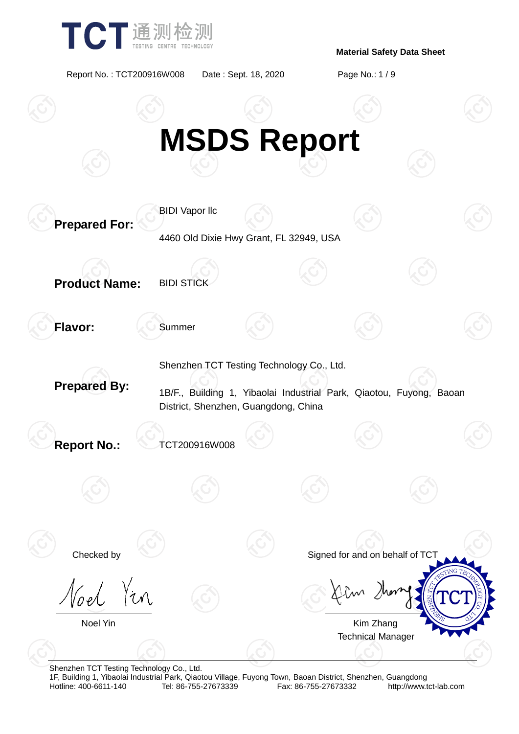Material Safety Data Sheet

Report No. : TCT200916W008 Date : Sept. 18, 2020

# MSDS Report

**Prepared For:** BIDI Vapor llc

4460 Old Dixie Hwy Grant, FL 32949, USA

**Product Name:** BIDI STICK

**Flavor:** Summer

**Prepared By:** Shenzhen TCT Testing Technology Co., Ltd.

1B/F., Building 1, Yibaolai Industrial Park, Qiaotou, Fuyong, Baoan District, Shenzhen, Guangdong, China

**Report No.:** TCT200916W008

Checked by

Noel Yin

Signed for and on behalf of TCT

Kim Zhang
Technical Manager

Shenzhen TCT Testing Technology Co., Ltd.
1F, Building 1, Yibaolai Industrial Park, Qiaotou Village, Fuyong Town, Baoan District, Shenzhen, Guangdong
Hotline: 400-6611-140 Tel: 86-755-27673339 Fax: 86-755-27673332 http://www.tct-lab.com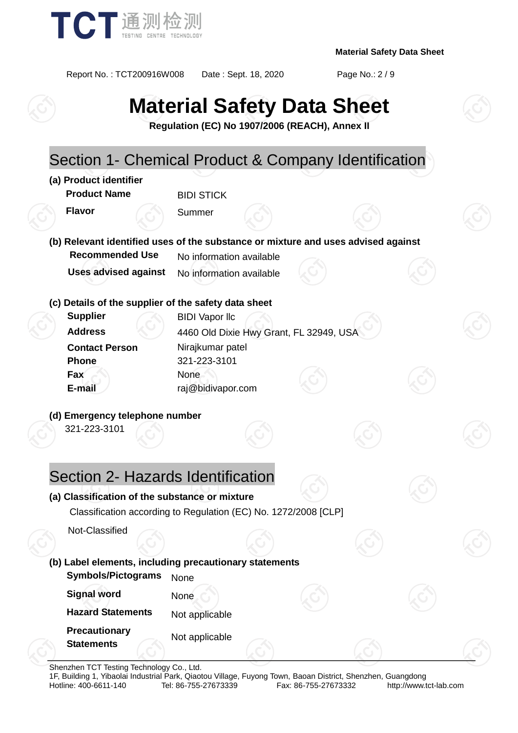# Material Safety Data Sheet

**Regulation (EC) No 1907/2006 (REACH), Annex II**

## Section 1- Chemical Product & Company Identification

**(a) Product identifier**

| | |
|---|---|
| **Product Name** | BIDI STICK |
| **Flavor** | Summer |

**(b) Relevant identified uses of the substance or mixture and uses advised against**

| | |
|---|---|
| **Recommended Use** | No information available |
| **Uses advised against** | No information available |

**(c) Details of the supplier of the safety data sheet**

| | |
|---|---|
| **Supplier** | BIDI Vapor llc |
| **Address** | 4460 Old Dixie Hwy Grant, FL 32949, USA |
| **Contact Person** | Nirajkumar patel |
| **Phone** | 321-223-3101 |
| **Fax** | None |
| **E-mail** | raj@bidivapor.com |

**(d) Emergency telephone number**

321-223-3101

## Section 2- Hazards Identification

**(a) Classification of the substance or mixture**

Classification according to Regulation (EC) No. 1272/2008 [CLP]

Not-Classified

**(b) Label elements, including precautionary statements**

| | |
|---|---|
| **Symbols/Pictograms** | None |
| **Signal word** | None |
| **Hazard Statements** | Not applicable |
| **Precautionary Statements** | Not applicable |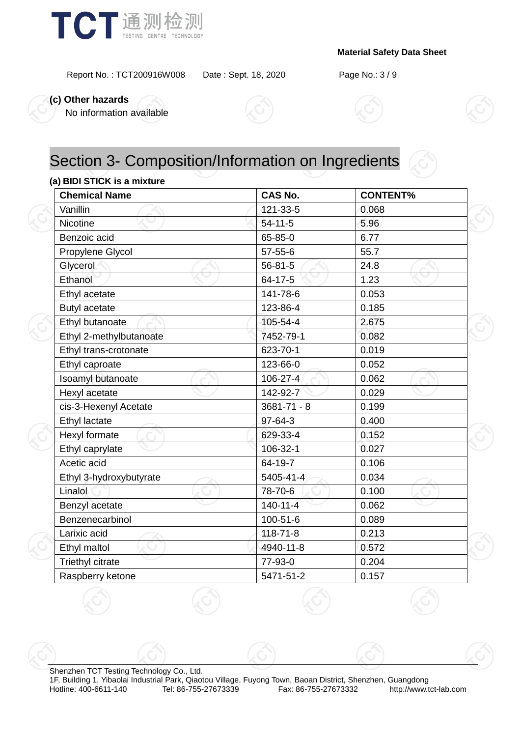**(c) Other hazards**

No information available

# Section 3- Composition/Information on Ingredients

**(a) BIDI STICK is a mixture**

| Chemical Name | CAS No. | CONTENT% |
|---|---|---|
| Vanillin | 121-33-5 | 0.068 |
| Nicotine | 54-11-5 | 5.96 |
| Benzoic acid | 65-85-0 | 6.77 |
| Propylene Glycol | 57-55-6 | 55.7 |
| Glycerol | 56-81-5 | 24.8 |
| Ethanol | 64-17-5 | 1.23 |
| Ethyl acetate | 141-78-6 | 0.053 |
| Butyl acetate | 123-86-4 | 0.185 |
| Ethyl butanoate | 105-54-4 | 2.675 |
| Ethyl 2-methylbutanoate | 7452-79-1 | 0.082 |
| Ethyl trans-crotonate | 623-70-1 | 0.019 |
| Ethyl caproate | 123-66-0 | 0.052 |
| Isoamyl butanoate | 106-27-4 | 0.062 |
| Hexyl acetate | 142-92-7 | 0.029 |
| cis-3-Hexenyl Acetate | 3681-71 - 8 | 0.199 |
| Ethyl lactate | 97-64-3 | 0.400 |
| Hexyl formate | 629-33-4 | 0.152 |
| Ethyl caprylate | 106-32-1 | 0.027 |
| Acetic acid | 64-19-7 | 0.106 |
| Ethyl 3-hydroxybutyrate | 5405-41-4 | 0.034 |
| Linalol | 78-70-6 | 0.100 |
| Benzyl acetate | 140-11-4 | 0.062 |
| Benzenecarbinol | 100-51-6 | 0.089 |
| Larixic acid | 118-71-8 | 0.213 |
| Ethyl maltol | 4940-11-8 | 0.572 |
| Triethyl citrate | 77-93-0 | 0.204 |
| Raspberry ketone | 5471-51-2 | 0.157 |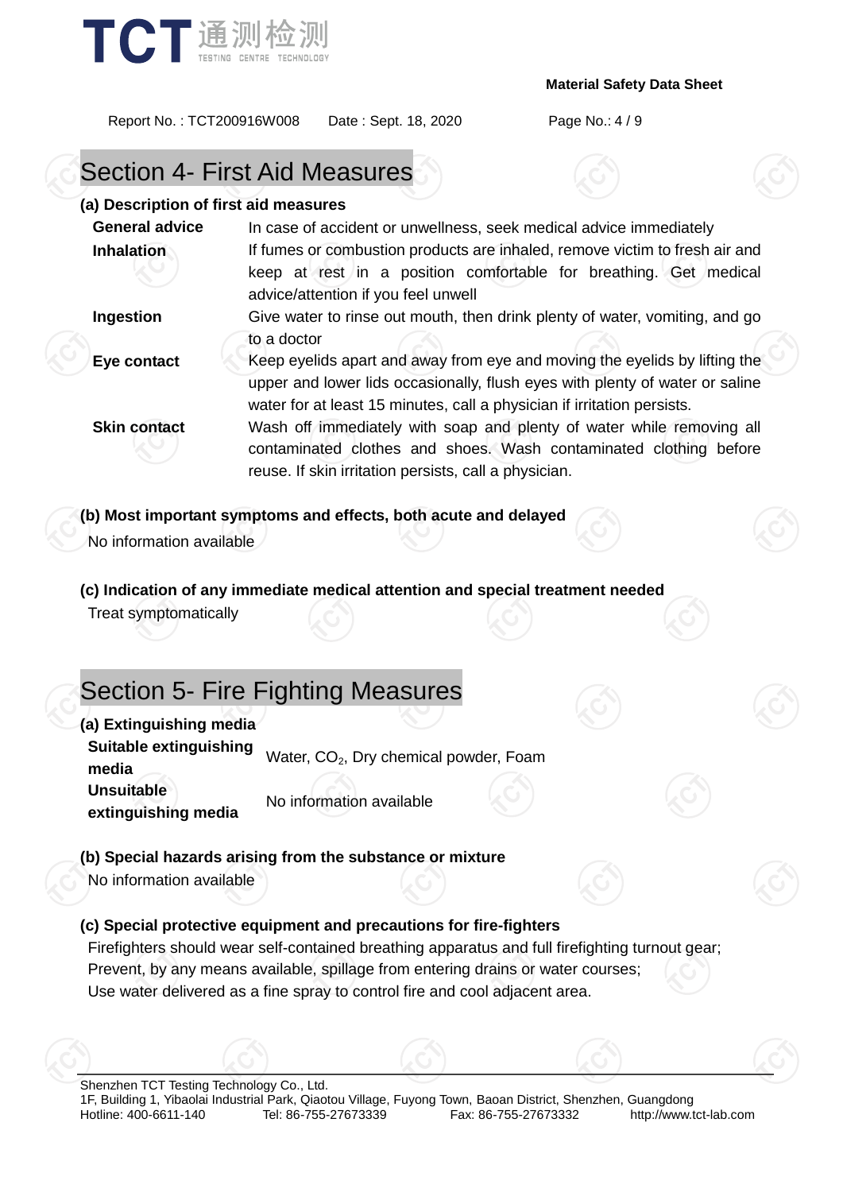## Section 4- First Aid Measures

**(a) Description of first aid measures**

| | |
|---|---|
| **General advice** | In case of accident or unwellness, seek medical advice immediately |
| **Inhalation** | If fumes or combustion products are inhaled, remove victim to fresh air and keep at rest in a position comfortable for breathing. Get medical advice/attention if you feel unwell |
| **Ingestion** | Give water to rinse out mouth, then drink plenty of water, vomiting, and go to a doctor |
| **Eye contact** | Keep eyelids apart and away from eye and moving the eyelids by lifting the upper and lower lids occasionally, flush eyes with plenty of water or saline water for at least 15 minutes, call a physician if irritation persists. |
| **Skin contact** | Wash off immediately with soap and plenty of water while removing all contaminated clothes and shoes. Wash contaminated clothing before reuse. If skin irritation persists, call a physician. |

**(b) Most important symptoms and effects, both acute and delayed**

No information available

**(c) Indication of any immediate medical attention and special treatment needed**

Treat symptomatically

## Section 5- Fire Fighting Measures

**(a) Extinguishing media**

| | |
|---|---|
| **Suitable extinguishing media** | Water, $CO_2$, Dry chemical powder, Foam |
| **Unsuitable extinguishing media** | No information available |

**(b) Special hazards arising from the substance or mixture**

No information available

**(c) Special protective equipment and precautions for fire-fighters**

Firefighters should wear self-contained breathing apparatus and full firefighting turnout gear;
Prevent, by any means available, spillage from entering drains or water courses;
Use water delivered as a fine spray to control fire and cool adjacent area.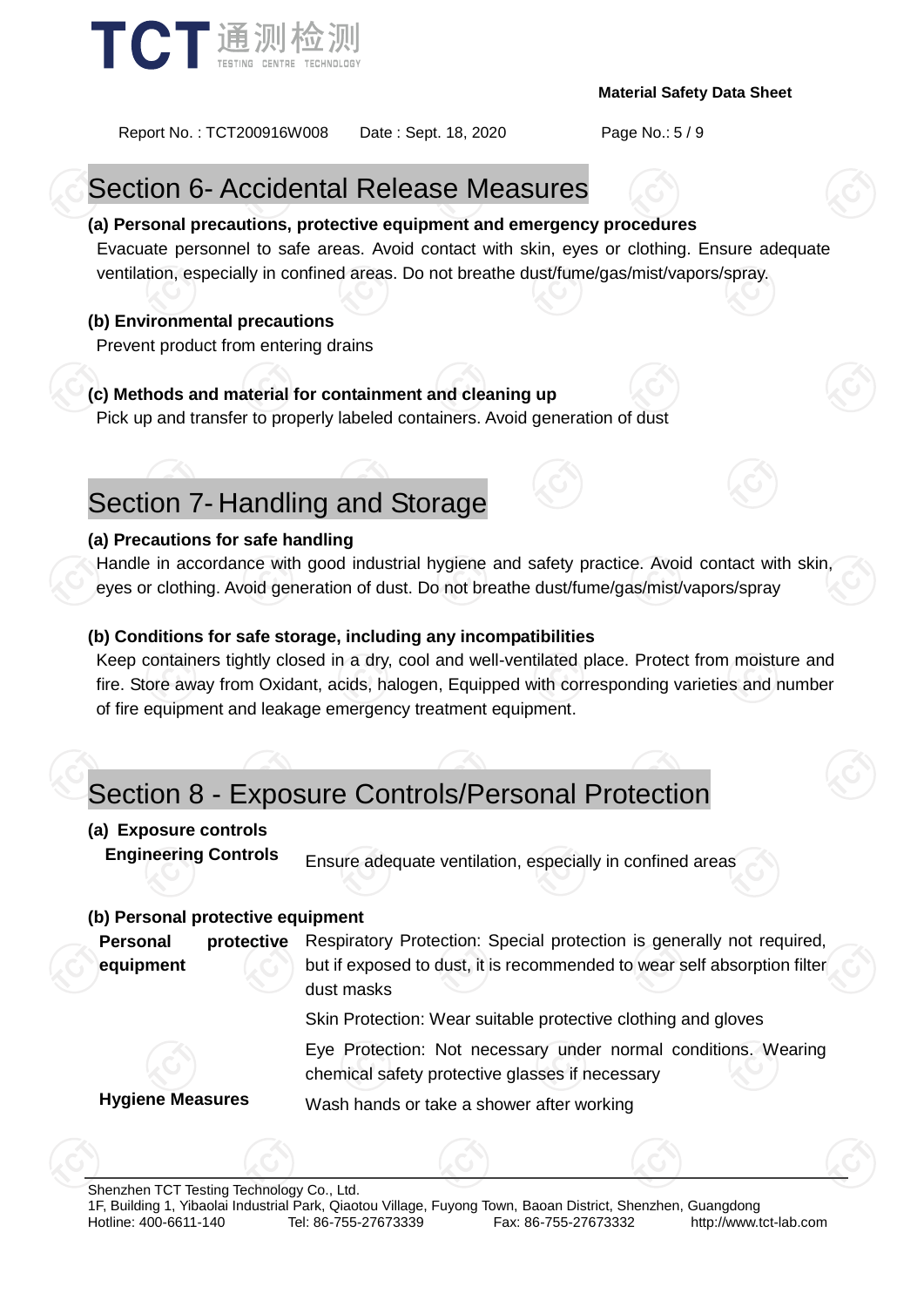## Section 6- Accidental Release Measures

**(a) Personal precautions, protective equipment and emergency procedures**

Evacuate personnel to safe areas. Avoid contact with skin, eyes or clothing. Ensure adequate ventilation, especially in confined areas. Do not breathe dust/fume/gas/mist/vapors/spray.

**(b) Environmental precautions**

Prevent product from entering drains

**(c) Methods and material for containment and cleaning up**

Pick up and transfer to properly labeled containers. Avoid generation of dust

## Section 7- Handling and Storage

**(a) Precautions for safe handling**

Handle in accordance with good industrial hygiene and safety practice. Avoid contact with skin, eyes or clothing. Avoid generation of dust. Do not breathe dust/fume/gas/mist/vapors/spray

**(b) Conditions for safe storage, including any incompatibilities**

Keep containers tightly closed in a dry, cool and well-ventilated place. Protect from moisture and fire. Store away from Oxidant, acids, halogen, Equipped with corresponding varieties and number of fire equipment and leakage emergency treatment equipment.

## Section 8 - Exposure Controls/Personal Protection

**(a) Exposure controls**

| | |
|---|---|
| **Engineering Controls** | Ensure adequate ventilation, especially in confined areas |

**(b) Personal protective equipment**

| | |
|---|---|
| **Personal protective equipment** | Respiratory Protection: Special protection is generally not required, but if exposed to dust, it is recommended to wear self absorption filter dust masks |
| | Skin Protection: Wear suitable protective clothing and gloves |
| | Eye Protection: Not necessary under normal conditions. Wearing chemical safety protective glasses if necessary |
| **Hygiene Measures** | Wash hands or take a shower after working |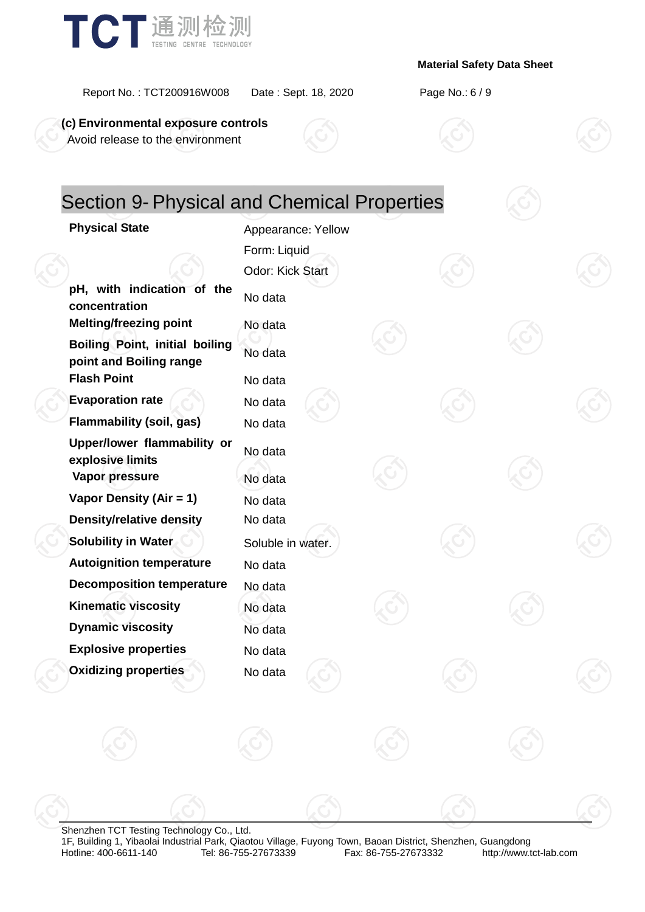**(c) Environmental exposure controls**

Avoid release to the environment

## Section 9- Physical and Chemical Properties

| Property | Value |
|---|---|
| **Physical State** | Appearance: Yellow<br>Form: Liquid<br>Odor: Kick Start |
| **pH, with indication of the concentration** | No data |
| **Melting/freezing point** | No data |
| **Boiling Point, initial boiling point and Boiling range** | No data |
| **Flash Point** | No data |
| **Evaporation rate** | No data |
| **Flammability (soil, gas)** | No data |
| **Upper/lower flammability or explosive limits** | No data |
| **Vapor pressure** | No data |
| **Vapor Density (Air = 1)** | No data |
| **Density/relative density** | No data |
| **Solubility in Water** | Soluble in water. |
| **Autoignition temperature** | No data |
| **Decomposition temperature** | No data |
| **Kinematic viscosity** | No data |
| **Dynamic viscosity** | No data |
| **Explosive properties** | No data |
| **Oxidizing properties** | No data |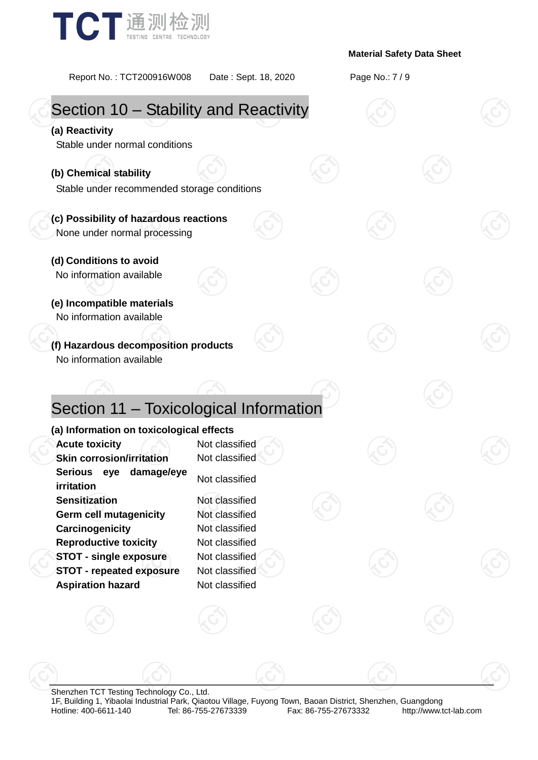## Section 10 – Stability and Reactivity

**(a) Reactivity**

Stable under normal conditions

**(b) Chemical stability**

Stable under recommended storage conditions

**(c) Possibility of hazardous reactions**

None under normal processing

**(d) Conditions to avoid**

No information available

**(e) Incompatible materials**

No information available

**(f) Hazardous decomposition products**

No information available

## Section 11 – Toxicological Information

**(a) Information on toxicological effects**

| | |
|---|---|
| **Acute toxicity** | Not classified |
| **Skin corrosion/irritation** | Not classified |
| **Serious eye damage/eye irritation** | Not classified |
| **Sensitization** | Not classified |
| **Germ cell mutagenicity** | Not classified |
| **Carcinogenicity** | Not classified |
| **Reproductive toxicity** | Not classified |
| **STOT - single exposure** | Not classified |
| **STOT - repeated exposure** | Not classified |
| **Aspiration hazard** | Not classified |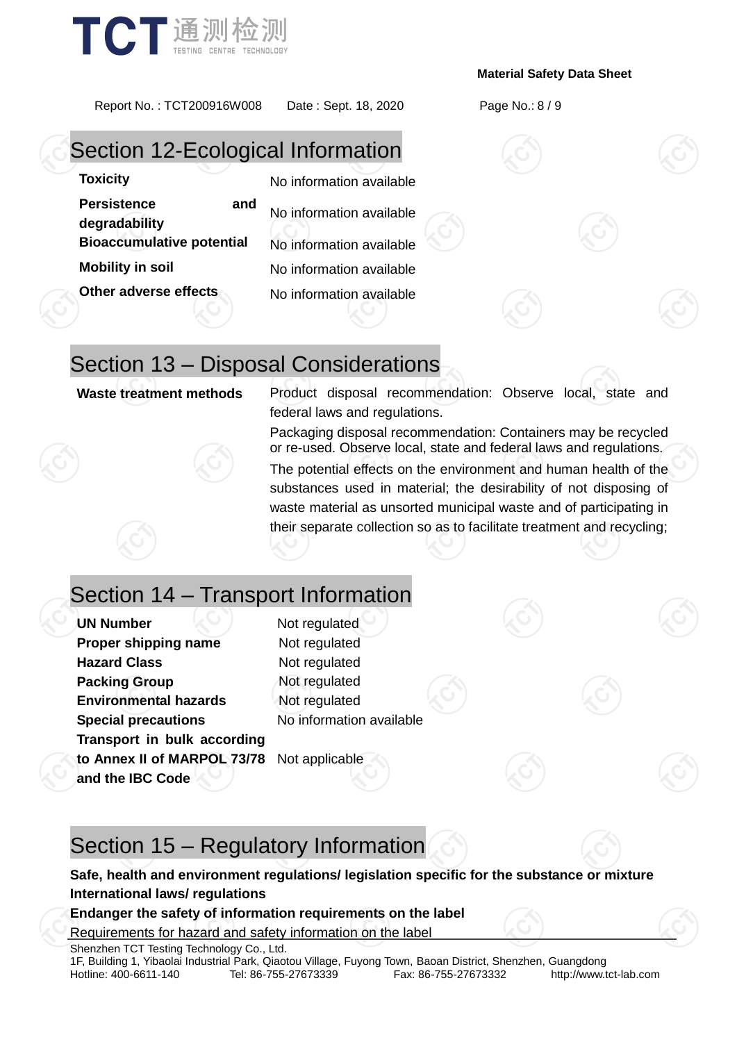## Section 12-Ecological Information

| | |
|---|---|
| **Toxicity** | No information available |
| **Persistence and degradability** | No information available |
| **Bioaccumulative potential** | No information available |
| **Mobility in soil** | No information available |
| **Other adverse effects** | No information available |

## Section 13 – Disposal Considerations

| | |
|---|---|
| **Waste treatment methods** | Product disposal recommendation: Observe local, state and federal laws and regulations.<br>Packaging disposal recommendation: Containers may be recycled or re-used. Observe local, state and federal laws and regulations.<br>The potential effects on the environment and human health of the substances used in material; the desirability of not disposing of waste material as unsorted municipal waste and of participating in their separate collection so as to facilitate treatment and recycling; |

## Section 14 – Transport Information

| | |
|---|---|
| **UN Number** | Not regulated |
| **Proper shipping name** | Not regulated |
| **Hazard Class** | Not regulated |
| **Packing Group** | Not regulated |
| **Environmental hazards** | Not regulated |
| **Special precautions** | No information available |
| **Transport in bulk according to Annex II of MARPOL 73/78 and the IBC Code** | Not applicable |

## Section 15 – Regulatory Information

**Safe, health and environment regulations/ legislation specific for the substance or mixture**

**International laws/ regulations**

**Endanger the safety of information requirements on the label**

Requirements for hazard and safety information on the label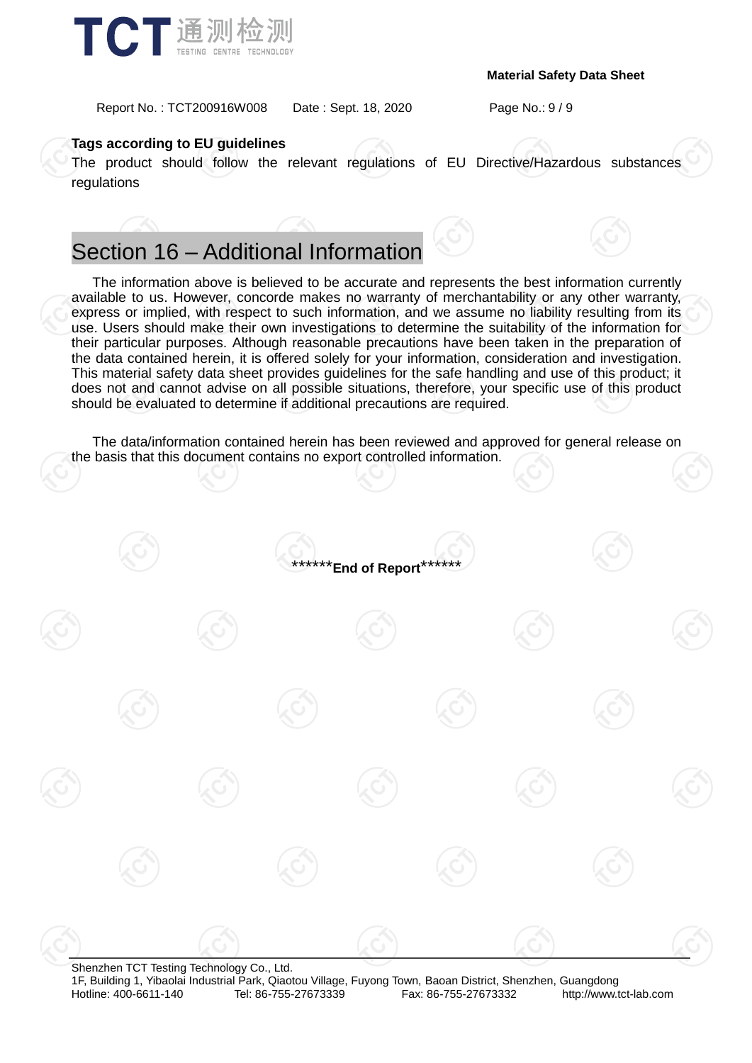**Tags according to EU guidelines**

The product should follow the relevant regulations of EU Directive/Hazardous substances regulations

# Section 16 – Additional Information

The information above is believed to be accurate and represents the best information currently available to us. However, concorde makes no warranty of merchantability or any other warranty, express or implied, with respect to such information, and we assume no liability resulting from its use. Users should make their own investigations to determine the suitability of the information for their particular purposes. Although reasonable precautions have been taken in the preparation of the data contained herein, it is offered solely for your information, consideration and investigation. This material safety data sheet provides guidelines for the safe handling and use of this product; it does not and cannot advise on all possible situations, therefore, your specific use of this product should be evaluated to determine if additional precautions are required.

The data/information contained herein has been reviewed and approved for general release on the basis that this document contains no export controlled information.

********End of Report********